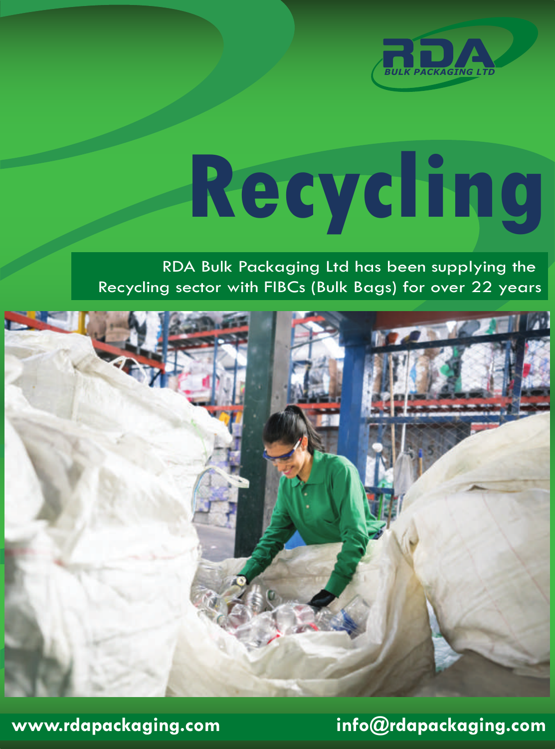RDA
BULK PACKAGING LTD

# Recycling

RDA Bulk Packaging Ltd has been supplying the Recycling sector with FIBCs (Bulk Bags) for over 22 years

www.rdapackaging.com

info@rdapackaging.com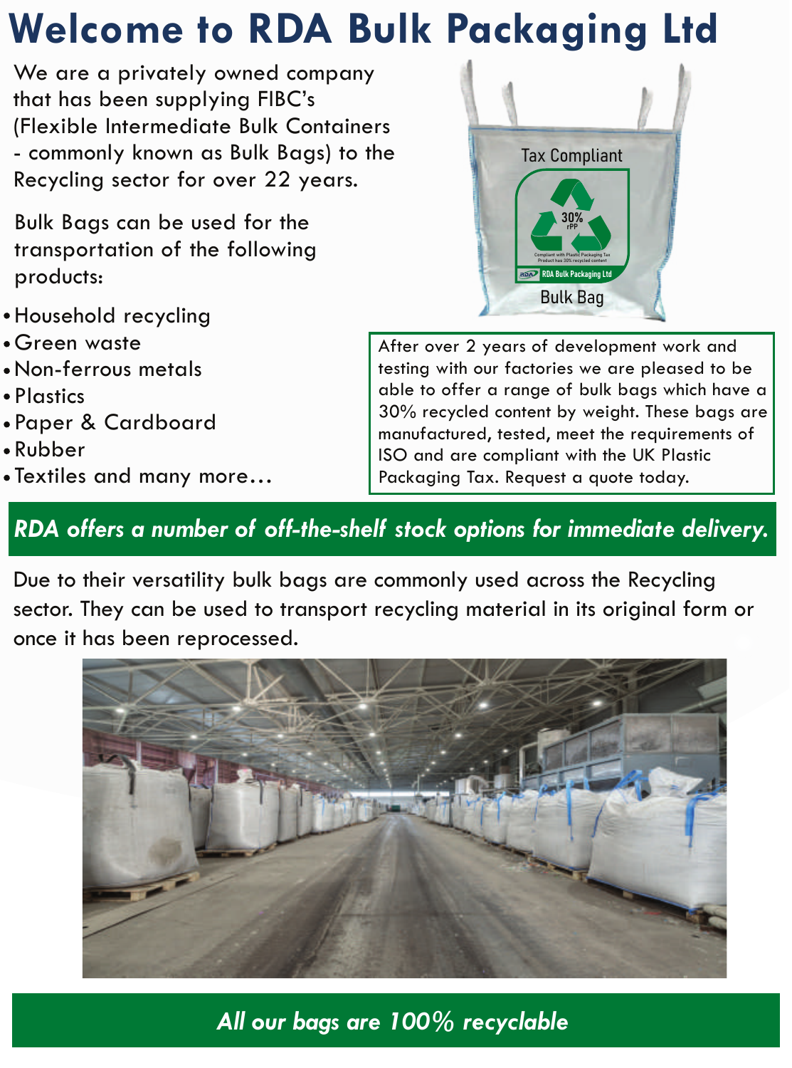# Welcome to RDA Bulk Packaging Ltd

We are a privately owned company that has been supplying FIBC's (Flexible Intermediate Bulk Containers - commonly known as Bulk Bags) to the Recycling sector for over 22 years.

Bulk Bags can be used for the transportation of the following products:

- Household recycling
- Green waste
- Non-ferrous metals
- Plastics
- Paper & Cardboard
- Rubber
- Textiles and many more...

After over 2 years of development work and testing with our factories we are pleased to be able to offer a range of bulk bags which have a 30% recycled content by weight. These bags are manufactured, tested, meet the requirements of ISO and are compliant with the UK Plastic Packaging Tax. Request a quote today.

***RDA offers a number of off-the-shelf stock options for immediate delivery.***

Due to their versatility bulk bags are commonly used across the Recycling sector. They can be used to transport recycling material in its original form or once it has been reprocessed.

***All our bags are 100% recyclable***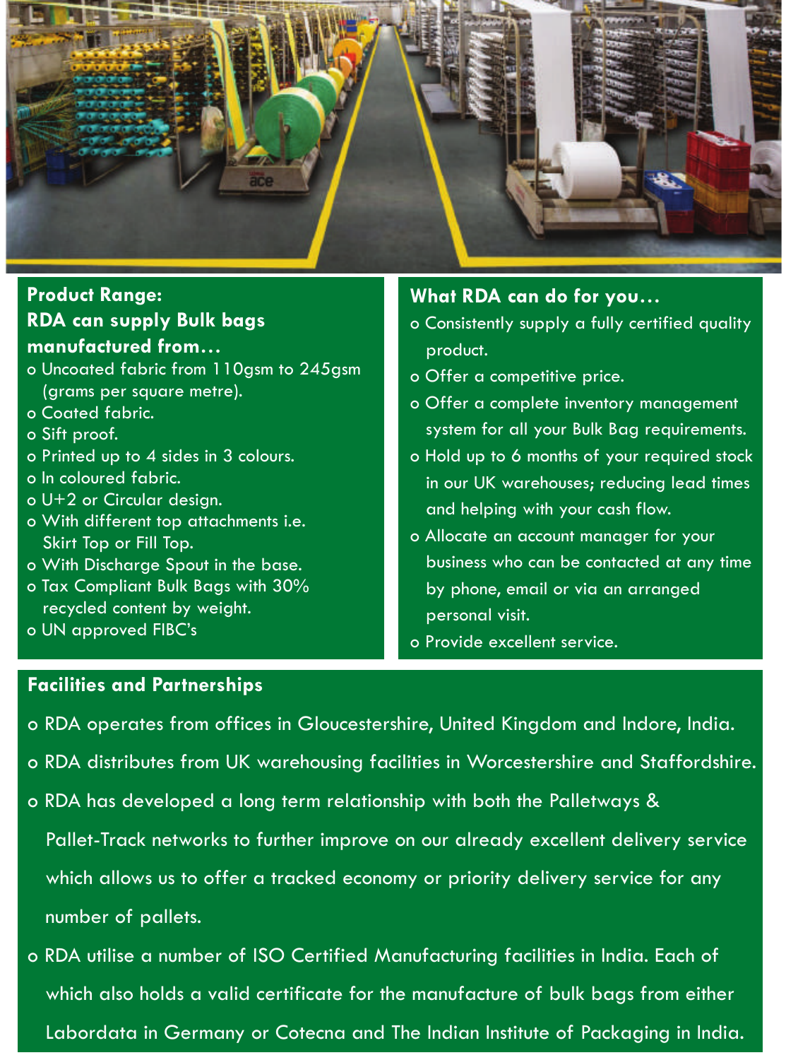## Product Range:

**RDA can supply Bulk bags manufactured from…**

- Uncoated fabric from 110gsm to 245gsm (grams per square metre).
- Coated fabric.
- Sift proof.
- Printed up to 4 sides in 3 colours.
- In coloured fabric.
- U+2 or Circular design.
- With different top attachments i.e. Skirt Top or Fill Top.
- With Discharge Spout in the base.
- Tax Compliant Bulk Bags with 30% recycled content by weight.
- UN approved FIBC's

## What RDA can do for you…

- Consistently supply a fully certified quality product.
- Offer a competitive price.
- Offer a complete inventory management system for all your Bulk Bag requirements.
- Hold up to 6 months of your required stock in our UK warehouses; reducing lead times and helping with your cash flow.
- Allocate an account manager for your business who can be contacted at any time by phone, email or via an arranged personal visit.
- Provide excellent service.

## Facilities and Partnerships

- RDA operates from offices in Gloucestershire, United Kingdom and Indore, India.
- RDA distributes from UK warehousing facilities in Worcestershire and Staffordshire.
- RDA has developed a long term relationship with both the Palletways & Pallet-Track networks to further improve on our already excellent delivery service which allows us to offer a tracked economy or priority delivery service for any number of pallets.
- RDA utilise a number of ISO Certified Manufacturing facilities in India. Each of which also holds a valid certificate for the manufacture of bulk bags from either Labordata in Germany or Cotecna and The Indian Institute of Packaging in India.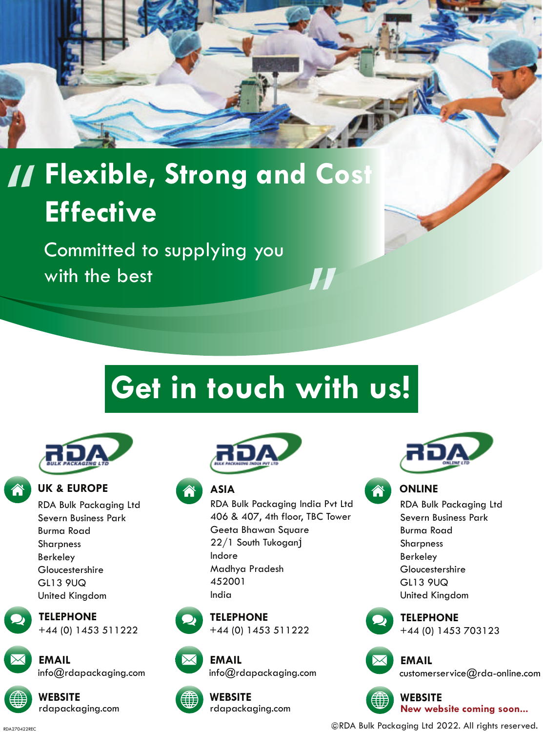## "Flexible, Strong and Cost Effective

Committed to supplying you with the best"

# Get in touch with us!

RDA BULK PACKAGING LTD

### UK & EUROPE

RDA Bulk Packaging Ltd
Severn Business Park
Burma Road
Sharpness
Berkeley
Gloucestershire
GL13 9UQ
United Kingdom

**TELEPHONE**
+44 (0) 1453 511222

**EMAIL**
info@rdapackaging.com

**WEBSITE**
rdapackaging.com

RDA BULK PACKAGING INDIA PVT LTD

### ASIA

RDA Bulk Packaging India Pvt Ltd
406 & 407, 4th floor, TBC Tower
Geeta Bhawan Square
22/1 South Tukoganj
Indore
Madhya Pradesh
452001
India

**TELEPHONE**
+44 (0) 1453 511222

**EMAIL**
info@rdapackaging.com

**WEBSITE**
rdapackaging.com

RDA ONLINE LTD

### ONLINE

RDA Bulk Packaging Ltd
Severn Business Park
Burma Road
Sharpness
Berkeley
Gloucestershire
GL13 9UQ
United Kingdom

**TELEPHONE**
+44 (0) 1453 703123

**EMAIL**
customerservice@rda-online.com

**WEBSITE**
**New website coming soon...**

RDA270422REC

©RDA Bulk Packaging Ltd 2022. All rights reserved.